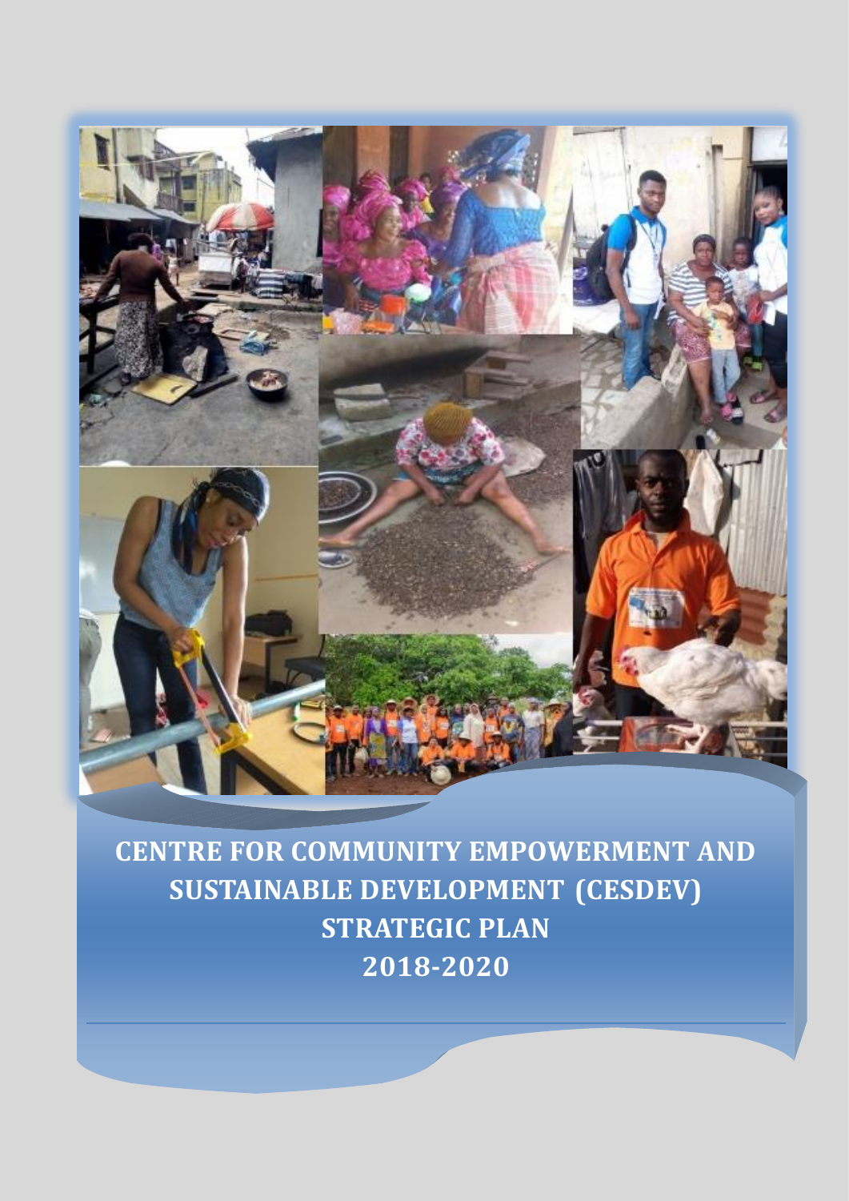# CENTRE FOR COMMUNITY EMPOWERMENT AND SUSTAINABLE DEVELOPMENT (CESDEV) STRATEGIC PLAN 2018-2020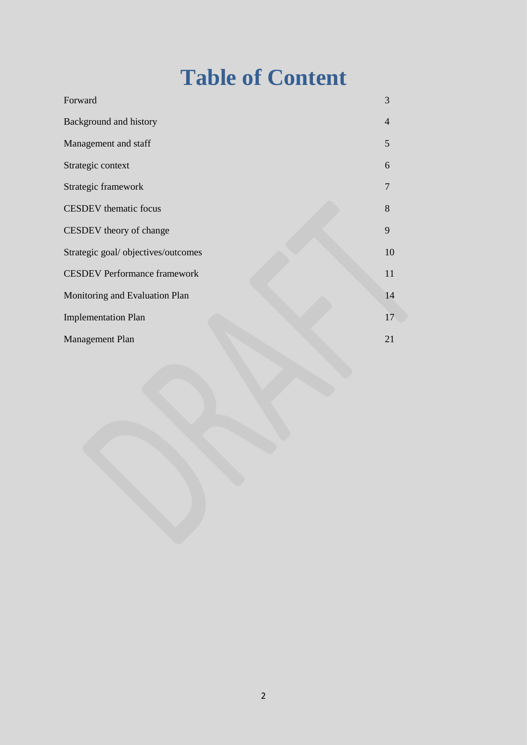# Table of Content

| | |
|---|---|
| Forward | 3 |
| Background and history | 4 |
| Management and staff | 5 |
| Strategic context | 6 |
| Strategic framework | 7 |
| CESDEV thematic focus | 8 |
| CESDEV theory of change | 9 |
| Strategic goal/ objectives/outcomes | 10 |
| CESDEV Performance framework | 11 |
| Monitoring and Evaluation Plan | 14 |
| Implementation Plan | 17 |
| Management Plan | 21 |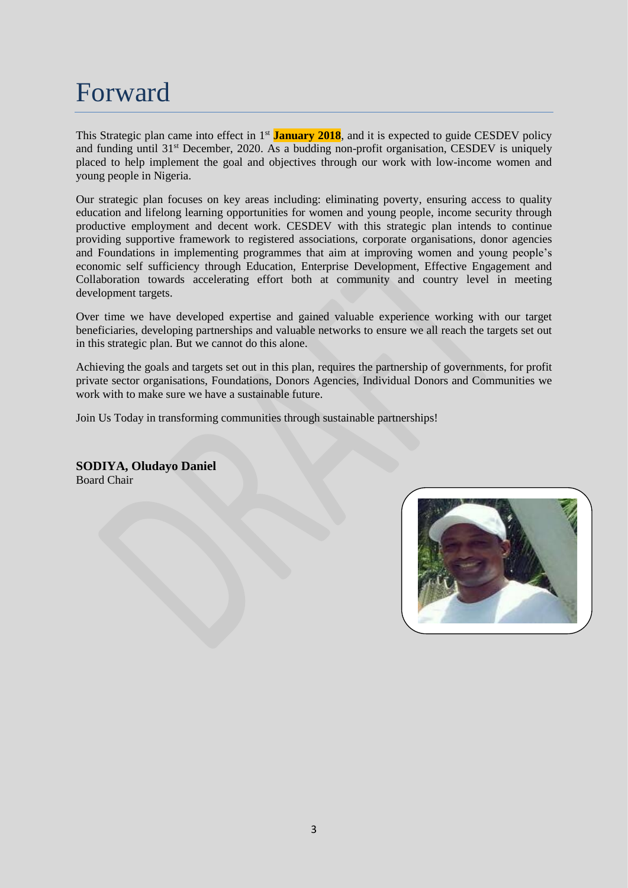# Forward

This Strategic plan came into effect in 1st **January 2018**, and it is expected to guide CESDEV policy and funding until 31st December, 2020. As a budding non-profit organisation, CESDEV is uniquely placed to help implement the goal and objectives through our work with low-income women and young people in Nigeria.

Our strategic plan focuses on key areas including: eliminating poverty, ensuring access to quality education and lifelong learning opportunities for women and young people, income security through productive employment and decent work. CESDEV with this strategic plan intends to continue providing supportive framework to registered associations, corporate organisations, donor agencies and Foundations in implementing programmes that aim at improving women and young people's economic self sufficiency through Education, Enterprise Development, Effective Engagement and Collaboration towards accelerating effort both at community and country level in meeting development targets.

Over time we have developed expertise and gained valuable experience working with our target beneficiaries, developing partnerships and valuable networks to ensure we all reach the targets set out in this strategic plan. But we cannot do this alone.

Achieving the goals and targets set out in this plan, requires the partnership of governments, for profit private sector organisations, Foundations, Donors Agencies, Individual Donors and Communities we work with to make sure we have a sustainable future.

Join Us Today in transforming communities through sustainable partnerships!

**SODIYA, Oludayo Daniel**
Board Chair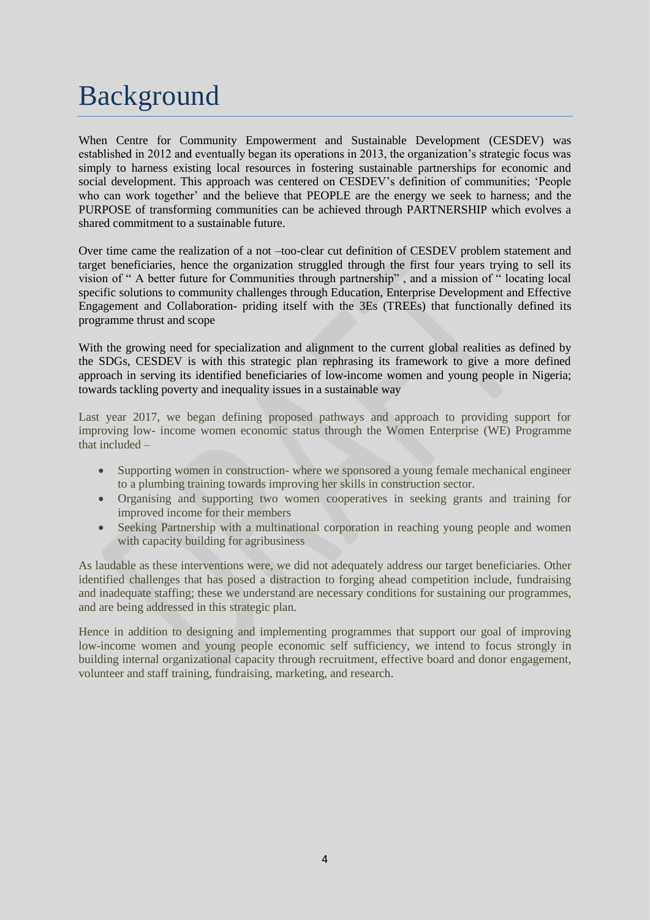# Background

When Centre for Community Empowerment and Sustainable Development (CESDEV) was established in 2012 and eventually began its operations in 2013, the organization's strategic focus was simply to harness existing local resources in fostering sustainable partnerships for economic and social development. This approach was centered on CESDEV's definition of communities; 'People who can work together' and the believe that PEOPLE are the energy we seek to harness; and the PURPOSE of transforming communities can be achieved through PARTNERSHIP which evolves a shared commitment to a sustainable future.

Over time came the realization of a not –too-clear cut definition of CESDEV problem statement and target beneficiaries, hence the organization struggled through the first four years trying to sell its vision of " A better future for Communities through partnership" , and a mission of " locating local specific solutions to community challenges through Education, Enterprise Development and Effective Engagement and Collaboration- priding itself with the 3Es (TREEs) that functionally defined its programme thrust and scope

With the growing need for specialization and alignment to the current global realities as defined by the SDGs, CESDEV is with this strategic plan rephrasing its framework to give a more defined approach in serving its identified beneficiaries of low-income women and young people in Nigeria; towards tackling poverty and inequality issues in a sustainable way

Last year 2017, we began defining proposed pathways and approach to providing support for improving low- income women economic status through the Women Enterprise (WE) Programme that included –

- Supporting women in construction- where we sponsored a young female mechanical engineer to a plumbing training towards improving her skills in construction sector.
- Organising and supporting two women cooperatives in seeking grants and training for improved income for their members
- Seeking Partnership with a multinational corporation in reaching young people and women with capacity building for agribusiness

As laudable as these interventions were, we did not adequately address our target beneficiaries. Other identified challenges that has posed a distraction to forging ahead competition include, fundraising and inadequate staffing; these we understand are necessary conditions for sustaining our programmes, and are being addressed in this strategic plan.

Hence in addition to designing and implementing programmes that support our goal of improving low-income women and young people economic self sufficiency, we intend to focus strongly in building internal organizational capacity through recruitment, effective board and donor engagement, volunteer and staff training, fundraising, marketing, and research.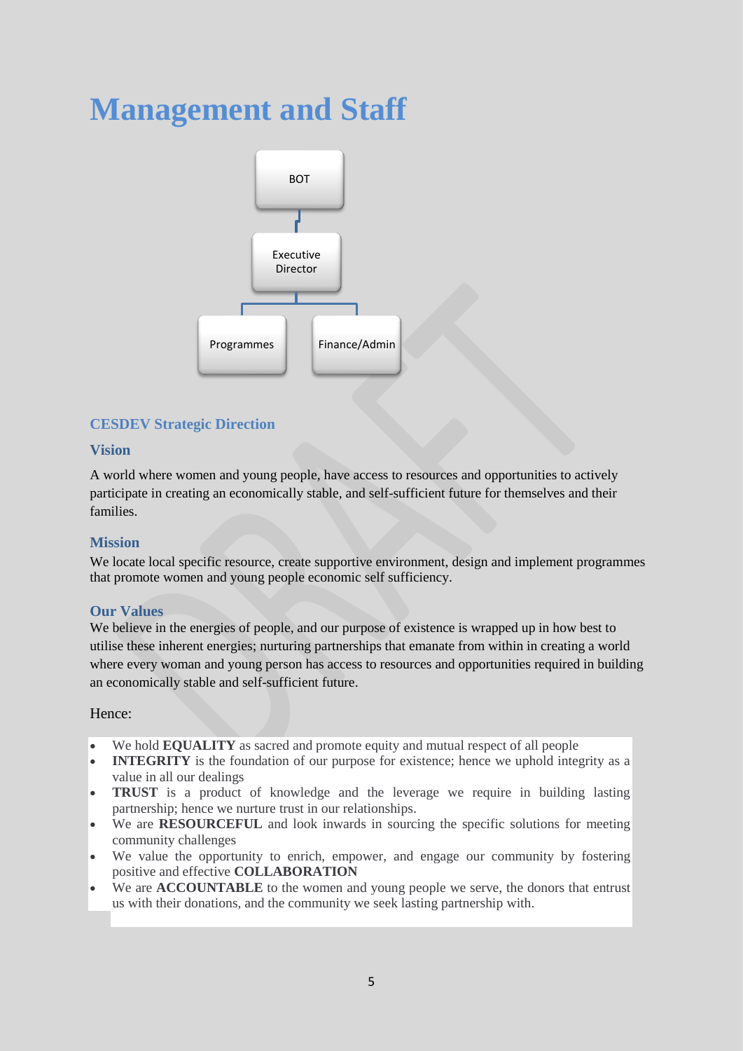# Management and Staff

BOT

Executive Director

Programmes | Finance/Admin

### CESDEV Strategic Direction

### Vision

A world where women and young people, have access to resources and opportunities to actively participate in creating an economically stable, and self-sufficient future for themselves and their families.

### Mission

We locate local specific resource, create supportive environment, design and implement programmes that promote women and young people economic self sufficiency.

### Our Values

We believe in the energies of people, and our purpose of existence is wrapped up in how best to utilise these inherent energies; nurturing partnerships that emanate from within in creating a world where every woman and young person has access to resources and opportunities required in building an economically stable and self-sufficient future.

Hence:

- We hold **EQUALITY** as sacred and promote equity and mutual respect of all people
- **INTEGRITY** is the foundation of our purpose for existence; hence we uphold integrity as a value in all our dealings
- **TRUST** is a product of knowledge and the leverage we require in building lasting partnership; hence we nurture trust in our relationships.
- We are **RESOURCEFUL** and look inwards in sourcing the specific solutions for meeting community challenges
- We value the opportunity to enrich, empower, and engage our community by fostering positive and effective **COLLABORATION**
- We are **ACCOUNTABLE** to the women and young people we serve, the donors that entrust us with their donations, and the community we seek lasting partnership with.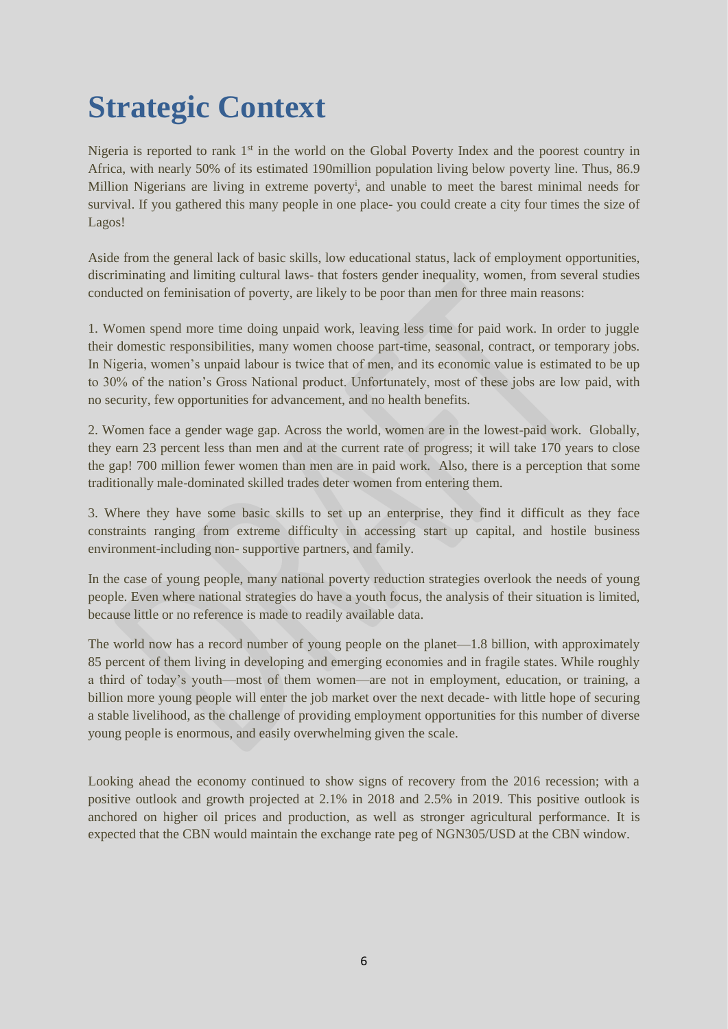# Strategic Context

Nigeria is reported to rank 1st in the world on the Global Poverty Index and the poorest country in Africa, with nearly 50% of its estimated 190million population living below poverty line. Thus, 86.9 Million Nigerians are living in extreme poverty[i], and unable to meet the barest minimal needs for survival. If you gathered this many people in one place- you could create a city four times the size of Lagos!

Aside from the general lack of basic skills, low educational status, lack of employment opportunities, discriminating and limiting cultural laws- that fosters gender inequality, women, from several studies conducted on feminisation of poverty, are likely to be poor than men for three main reasons:

1. Women spend more time doing unpaid work, leaving less time for paid work. In order to juggle their domestic responsibilities, many women choose part-time, seasonal, contract, or temporary jobs. In Nigeria, women's unpaid labour is twice that of men, and its economic value is estimated to be up to 30% of the nation's Gross National product. Unfortunately, most of these jobs are low paid, with no security, few opportunities for advancement, and no health benefits.

2. Women face a gender wage gap. Across the world, women are in the lowest-paid work. Globally, they earn 23 percent less than men and at the current rate of progress; it will take 170 years to close the gap! 700 million fewer women than men are in paid work. Also, there is a perception that some traditionally male-dominated skilled trades deter women from entering them.

3. Where they have some basic skills to set up an enterprise, they find it difficult as they face constraints ranging from extreme difficulty in accessing start up capital, and hostile business environment-including non- supportive partners, and family.

In the case of young people, many national poverty reduction strategies overlook the needs of young people. Even where national strategies do have a youth focus, the analysis of their situation is limited, because little or no reference is made to readily available data.

The world now has a record number of young people on the planet—1.8 billion, with approximately 85 percent of them living in developing and emerging economies and in fragile states. While roughly a third of today's youth—most of them women—are not in employment, education, or training, a billion more young people will enter the job market over the next decade- with little hope of securing a stable livelihood, as the challenge of providing employment opportunities for this number of diverse young people is enormous, and easily overwhelming given the scale.

Looking ahead the economy continued to show signs of recovery from the 2016 recession; with a positive outlook and growth projected at 2.1% in 2018 and 2.5% in 2019. This positive outlook is anchored on higher oil prices and production, as well as stronger agricultural performance. It is expected that the CBN would maintain the exchange rate peg of NGN305/USD at the CBN window.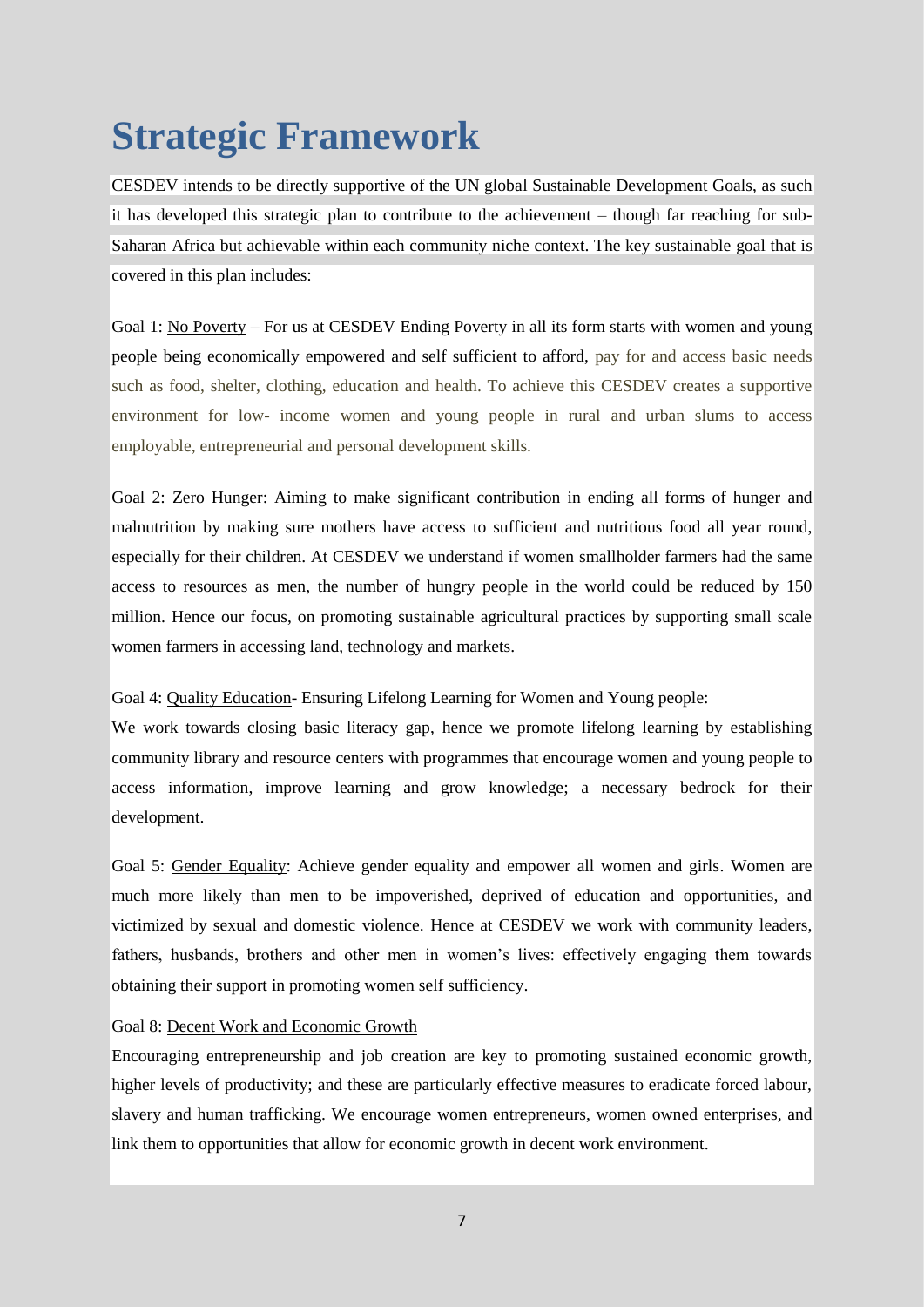# Strategic Framework

CESDEV intends to be directly supportive of the UN global Sustainable Development Goals, as such it has developed this strategic plan to contribute to the achievement – though far reaching for sub-Saharan Africa but achievable within each community niche context. The key sustainable goal that is covered in this plan includes:

Goal 1: No Poverty – For us at CESDEV Ending Poverty in all its form starts with women and young people being economically empowered and self sufficient to afford, pay for and access basic needs such as food, shelter, clothing, education and health. To achieve this CESDEV creates a supportive environment for low- income women and young people in rural and urban slums to access employable, entrepreneurial and personal development skills.

Goal 2: Zero Hunger: Aiming to make significant contribution in ending all forms of hunger and malnutrition by making sure mothers have access to sufficient and nutritious food all year round, especially for their children. At CESDEV we understand if women smallholder farmers had the same access to resources as men, the number of hungry people in the world could be reduced by 150 million. Hence our focus, on promoting sustainable agricultural practices by supporting small scale women farmers in accessing land, technology and markets.

Goal 4: Quality Education- Ensuring Lifelong Learning for Women and Young people:
We work towards closing basic literacy gap, hence we promote lifelong learning by establishing community library and resource centers with programmes that encourage women and young people to access information, improve learning and grow knowledge; a necessary bedrock for their development.

Goal 5: Gender Equality: Achieve gender equality and empower all women and girls. Women are much more likely than men to be impoverished, deprived of education and opportunities, and victimized by sexual and domestic violence. Hence at CESDEV we work with community leaders, fathers, husbands, brothers and other men in women's lives: effectively engaging them towards obtaining their support in promoting women self sufficiency.

Goal 8: Decent Work and Economic Growth
Encouraging entrepreneurship and job creation are key to promoting sustained economic growth, higher levels of productivity; and these are particularly effective measures to eradicate forced labour, slavery and human trafficking. We encourage women entrepreneurs, women owned enterprises, and link them to opportunities that allow for economic growth in decent work environment.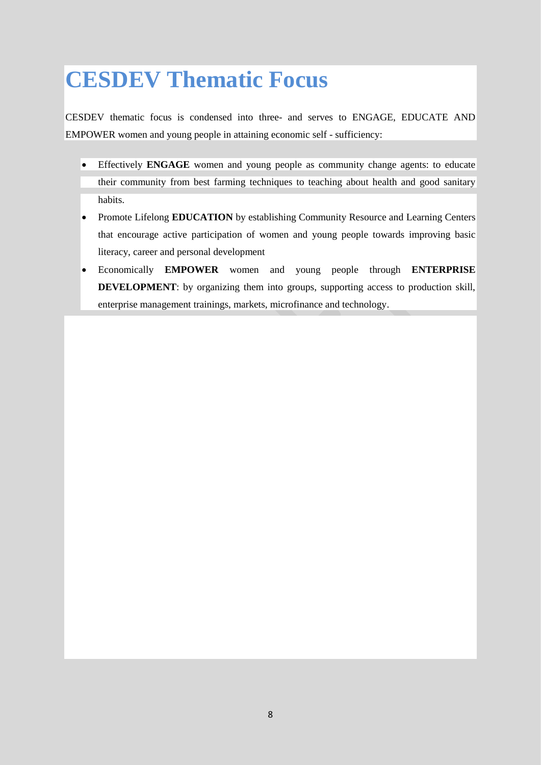# CESDEV Thematic Focus

CESDEV thematic focus is condensed into three- and serves to ENGAGE, EDUCATE AND EMPOWER women and young people in attaining economic self - sufficiency:

- Effectively **ENGAGE** women and young people as community change agents: to educate their community from best farming techniques to teaching about health and good sanitary habits.
- Promote Lifelong **EDUCATION** by establishing Community Resource and Learning Centers that encourage active participation of women and young people towards improving basic literacy, career and personal development
- Economically **EMPOWER** women and young people through **ENTERPRISE DEVELOPMENT**: by organizing them into groups, supporting access to production skill, enterprise management trainings, markets, microfinance and technology.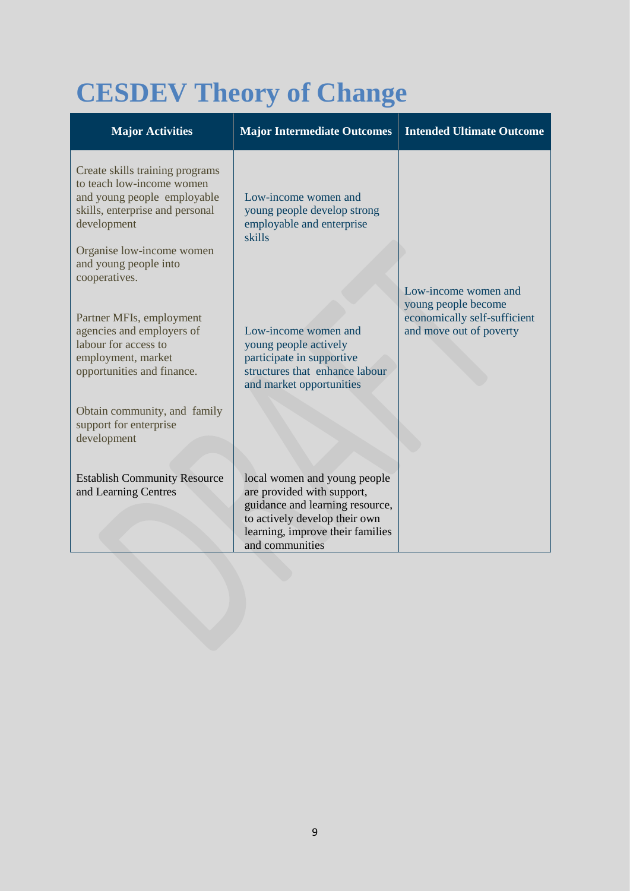# CESDEV Theory of Change

| Major Activities | Major Intermediate Outcomes | Intended Ultimate Outcome |
|---|---|---|
| Create skills training programs to teach low-income women and young people employable skills, enterprise and personal development<br><br>Organise low-income women and young people into cooperatives. | Low-income women and young people develop strong employable and enterprise skills | Low-income women and young people become economically self-sufficient and move out of poverty |
| Partner MFIs, employment agencies and employers of labour for access to employment, market opportunities and finance.<br><br>Obtain community, and family support for enterprise development | Low-income women and young people actively participate in supportive structures that enhance labour and market opportunities | |
| Establish Community Resource and Learning Centres | local women and young people are provided with support, guidance and learning resource, to actively develop their own learning, improve their families and communities | |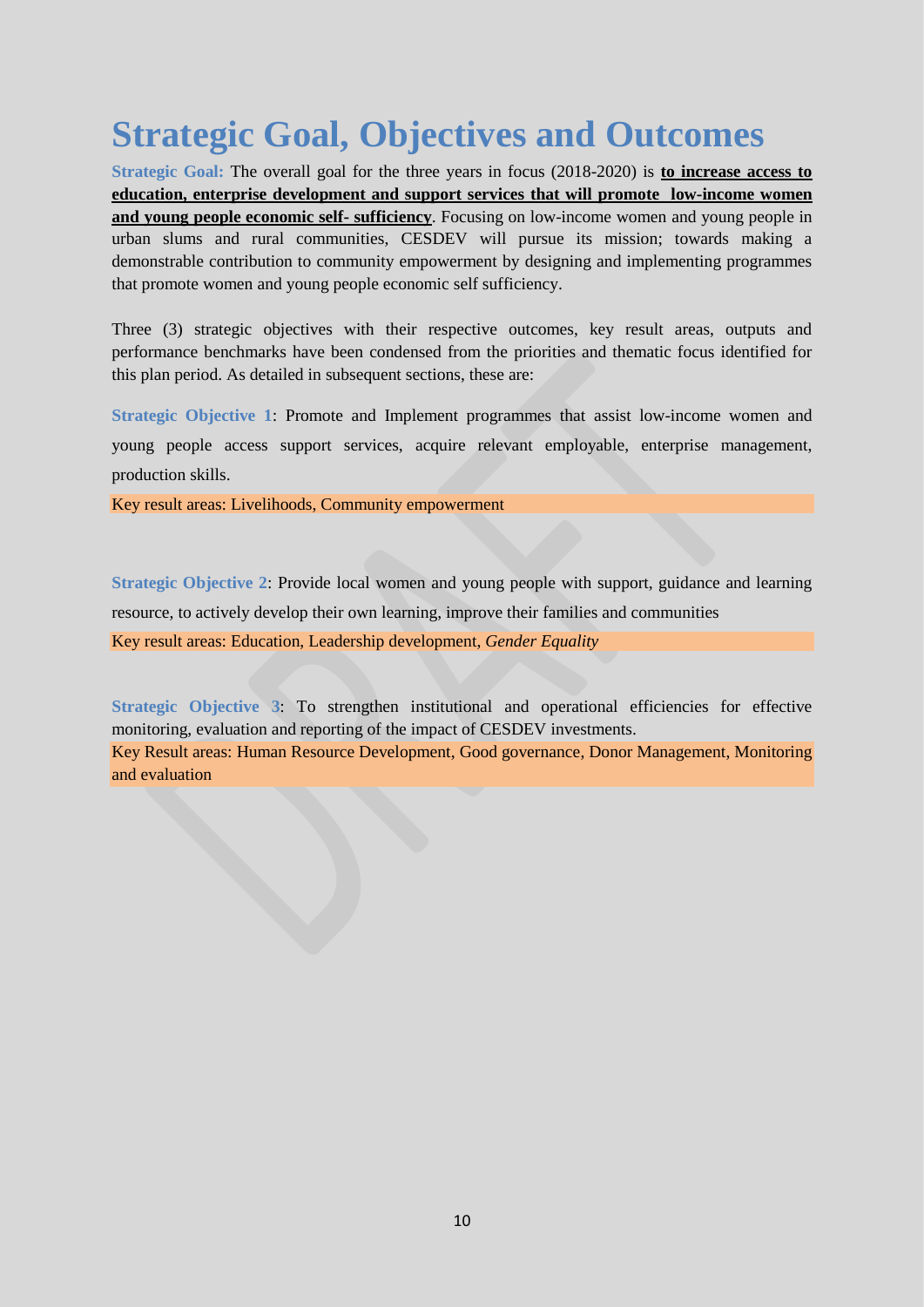# Strategic Goal, Objectives and Outcomes

**Strategic Goal:** The overall goal for the three years in focus (2018-2020) is **to increase access to education, enterprise development and support services that will promote low-income women and young people economic self- sufficiency**. Focusing on low-income women and young people in urban slums and rural communities, CESDEV will pursue its mission; towards making a demonstrable contribution to community empowerment by designing and implementing programmes that promote women and young people economic self sufficiency.

Three (3) strategic objectives with their respective outcomes, key result areas, outputs and performance benchmarks have been condensed from the priorities and thematic focus identified for this plan period. As detailed in subsequent sections, these are:

**Strategic Objective 1**: Promote and Implement programmes that assist low-income women and young people access support services, acquire relevant employable, enterprise management, production skills.

Key result areas: Livelihoods, Community empowerment

**Strategic Objective 2**: Provide local women and young people with support, guidance and learning resource, to actively develop their own learning, improve their families and communities

Key result areas: Education, Leadership development, *Gender Equality*

**Strategic Objective 3**: To strengthen institutional and operational efficiencies for effective monitoring, evaluation and reporting of the impact of CESDEV investments.

Key Result areas: Human Resource Development, Good governance, Donor Management, Monitoring and evaluation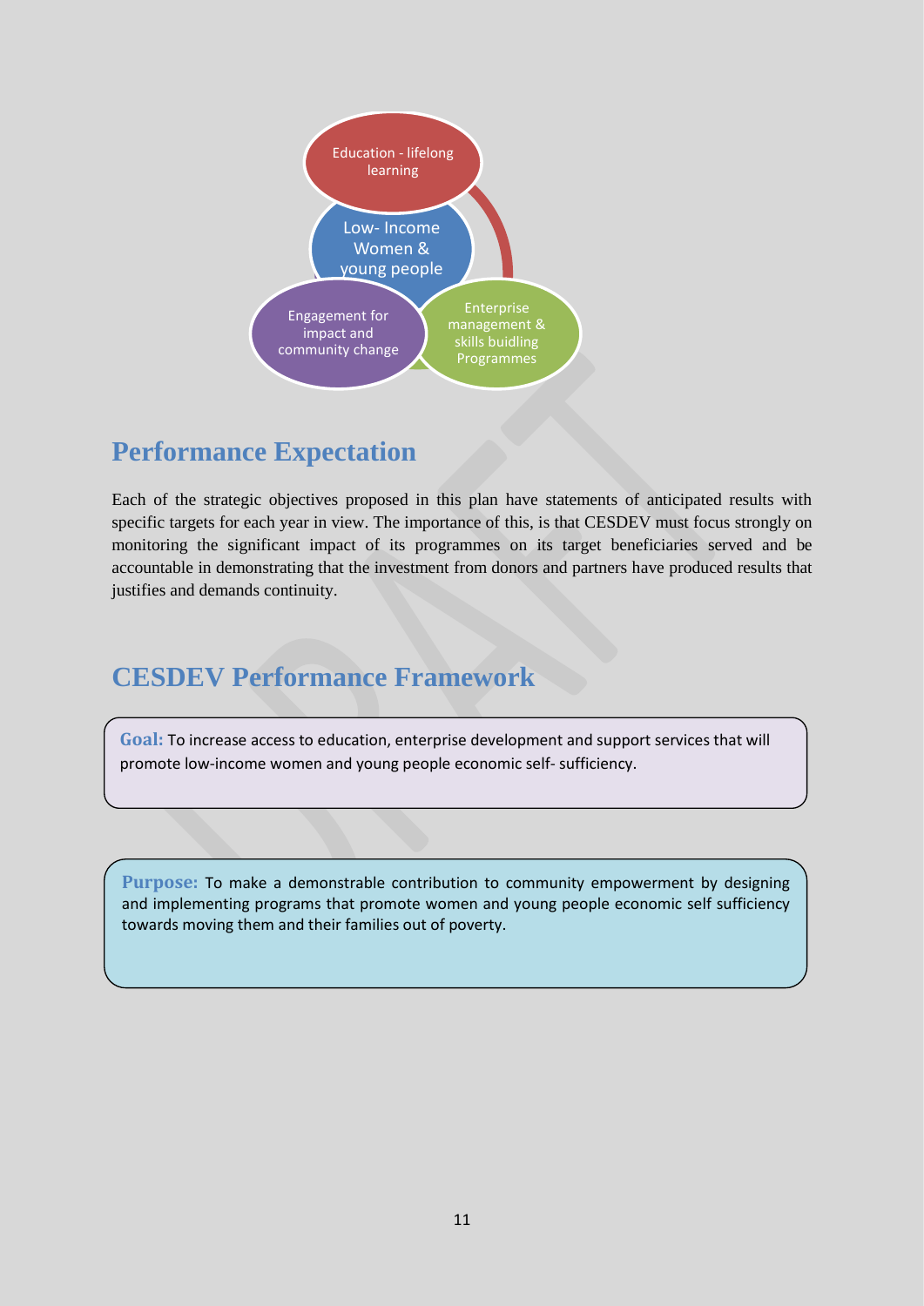Education - lifelong learning

Low- Income Women & young people

Engagement for impact and community change

Enterprise management & skills buidling Programmes

## Performance Expectation

Each of the strategic objectives proposed in this plan have statements of anticipated results with specific targets for each year in view. The importance of this, is that CESDEV must focus strongly on monitoring the significant impact of its programmes on its target beneficiaries served and be accountable in demonstrating that the investment from donors and partners have produced results that justifies and demands continuity.

## CESDEV Performance Framework

**Goal:** To increase access to education, enterprise development and support services that will promote low-income women and young people economic self- sufficiency.

**Purpose:** To make a demonstrable contribution to community empowerment by designing and implementing programs that promote women and young people economic self sufficiency towards moving them and their families out of poverty.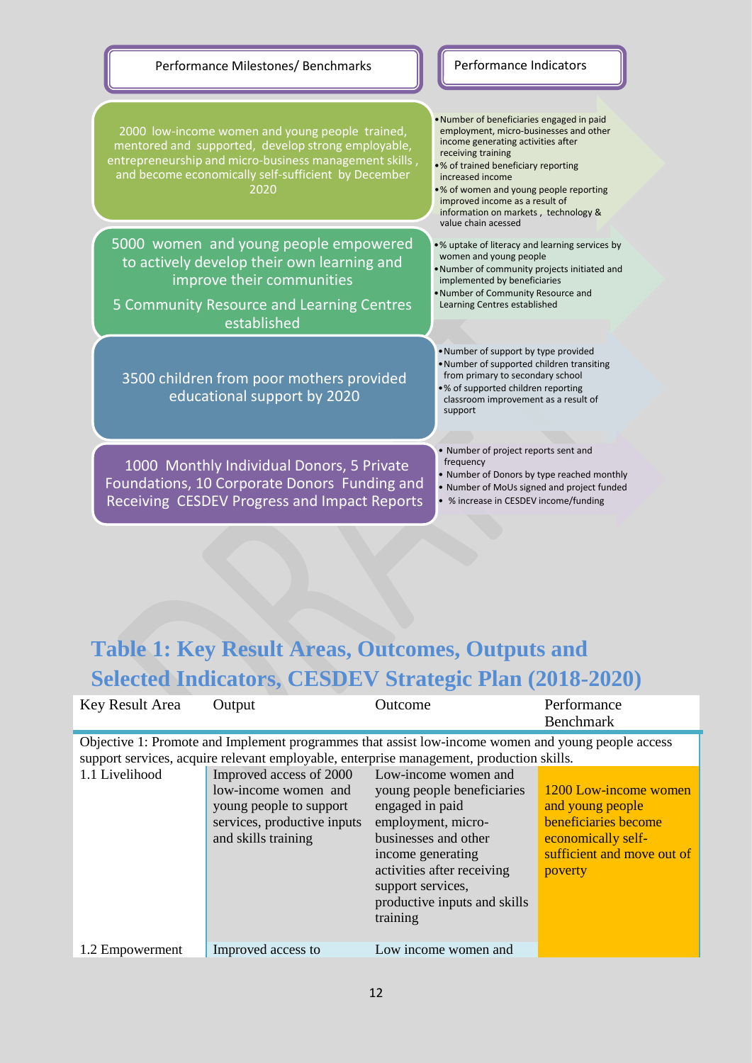| Performance Milestones/ Benchmarks | Performance Indicators |
|---|---|
| 2000 low-income women and young people trained, mentored and supported, develop strong employable, entrepreneurship and micro-business management skills , and become economically self-sufficient by December 2020 | • Number of beneficiaries engaged in paid employment, micro-businesses and other income generating activities after receiving training<br>• % of trained beneficiary reporting increased income<br>• % of women and young people reporting improved income as a result of information on markets , technology & value chain acessed |
| 5000 women and young people empowered to actively develop their own learning and improve their communities<br><br>5 Community Resource and Learning Centres established | • % uptake of literacy and learning services by women and young people<br>• Number of community projects initiated and implemented by beneficiaries<br>• Number of Community Resource and Learning Centres established |
| 3500 children from poor mothers provided educational support by 2020 | • Number of support by type provided<br>• Number of supported children transiting from primary to secondary school<br>• % of supported children reporting classroom improvement as a result of support |
| 1000 Monthly Individual Donors, 5 Private Foundations, 10 Corporate Donors Funding and Receiving CESDEV Progress and Impact Reports | • Number of project reports sent and frequency<br>• Number of Donors by type reached monthly<br>• Number of MoUs signed and project funded<br>• % increase in CESDEV income/funding |

## Table 1: Key Result Areas, Outcomes, Outputs and Selected Indicators, CESDEV Strategic Plan (2018-2020)

| Key Result Area | Output | Outcome | Performance Benchmark |
|---|---|---|---|
| Objective 1: Promote and Implement programmes that assist low-income women and young people access support services, acquire relevant employable, enterprise management, production skills. | | | |
| 1.1 Livelihood | Improved access of 2000 low-income women and young people to support services, productive inputs and skills training | Low-income women and young people beneficiaries engaged in paid employment, micro-businesses and other income generating activities after receiving support services, productive inputs and skills training | 1200 Low-income women and young people beneficiaries become economically self-sufficient and move out of poverty |
| 1.2 Empowerment | Improved access to | Low income women and | |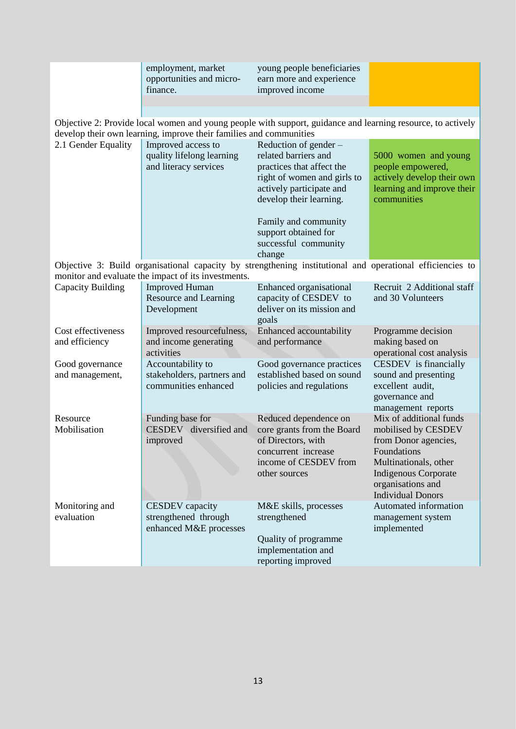| | | | |
|---|---|---|---|
| | employment, market opportunities and micro-finance. | young people beneficiaries earn more and experience improved income | |
| **Objective 2: Provide local women and young people with support, guidance and learning resource, to actively develop their own learning, improve their families and communities** | | | |
| 2.1 Gender Equality | Improved access to quality lifelong learning and literacy services | Reduction of gender – related barriers and practices that affect the right of women and girls to actively participate and develop their learning.<br><br>Family and community support obtained for successful community change | 5000 women and young people empowered, actively develop their own learning and improve their communities |
| **Objective 3: Build organisational capacity by strengthening institutional and operational efficiencies to monitor and evaluate the impact of its investments.** | | | |
| Capacity Building | Improved Human Resource and Learning Development | Enhanced organisational capacity of CESDEV to deliver on its mission and goals | Recruit 2 Additional staff and 30 Volunteers |
| Cost effectiveness and efficiency | Improved resourcefulness, and income generating activities | Enhanced accountability and performance | Programme decision making based on operational cost analysis |
| Good governance and management, | Accountability to stakeholders, partners and communities enhanced | Good governance practices established based on sound policies and regulations | CESDEV is financially sound and presenting excellent audit, governance and management reports |
| Resource Mobilisation | Funding base for CESDEV diversified and improved | Reduced dependence on core grants from the Board of Directors, with concurrent increase income of CESDEV from other sources | Mix of additional funds mobilised by CESDEV from Donor agencies, Foundations Multinationals, other Indigenous Corporate organisations and Individual Donors |
| Monitoring and evaluation | CESDEV capacity strengthened through enhanced M&E processes | M&E skills, processes strengthened<br><br>Quality of programme implementation and reporting improved | Automated information management system implemented |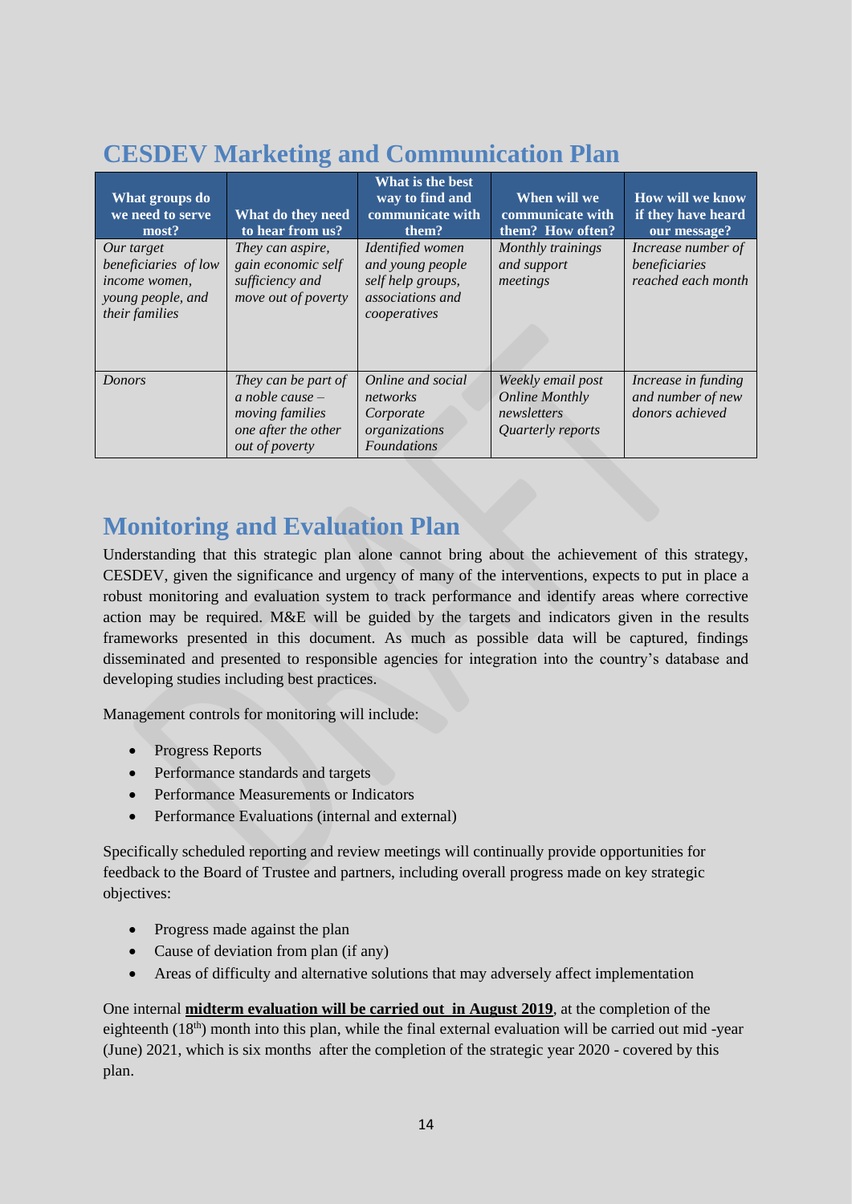## CESDEV Marketing and Communication Plan

| What groups do we need to serve most? | What do they need to hear from us? | What is the best way to find and communicate with them? | When will we communicate with them? How often? | How will we know if they have heard our message? |
|---|---|---|---|---|
| *Our target beneficiaries of low income women, young people, and their families* | *They can aspire, gain economic self sufficiency and move out of poverty* | *Identified women and young people self help groups, associations and cooperatives* | *Monthly trainings and support meetings* | *Increase number of beneficiaries reached each month* |
| *Donors* | *They can be part of a noble cause – moving families one after the other out of poverty* | *Online and social networks Corporate organizations Foundations* | *Weekly email post Online Monthly newsletters Quarterly reports* | *Increase in funding and number of new donors achieved* |

## Monitoring and Evaluation Plan

Understanding that this strategic plan alone cannot bring about the achievement of this strategy, CESDEV, given the significance and urgency of many of the interventions, expects to put in place a robust monitoring and evaluation system to track performance and identify areas where corrective action may be required. M&E will be guided by the targets and indicators given in the results frameworks presented in this document. As much as possible data will be captured, findings disseminated and presented to responsible agencies for integration into the country's database and developing studies including best practices.

Management controls for monitoring will include:

- Progress Reports
- Performance standards and targets
- Performance Measurements or Indicators
- Performance Evaluations (internal and external)

Specifically scheduled reporting and review meetings will continually provide opportunities for feedback to the Board of Trustee and partners, including overall progress made on key strategic objectives:

- Progress made against the plan
- Cause of deviation from plan (if any)
- Areas of difficulty and alternative solutions that may adversely affect implementation

One internal **midterm evaluation will be carried out in August 2019**, at the completion of the eighteenth (18th) month into this plan, while the final external evaluation will be carried out mid -year (June) 2021, which is six months after the completion of the strategic year 2020 - covered by this plan.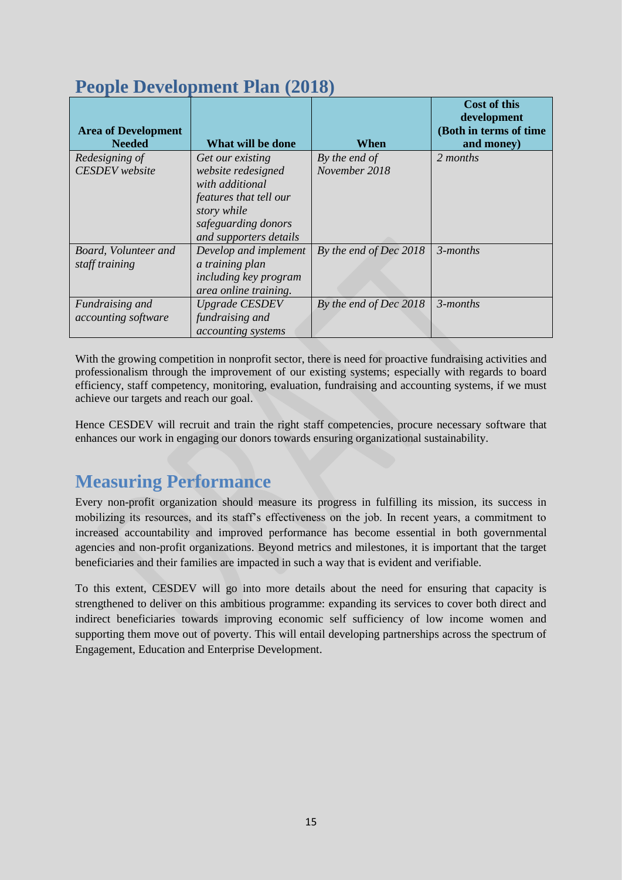## People Development Plan (2018)

| Area of Development Needed | What will be done | When | Cost of this development (Both in terms of time and money) |
|---|---|---|---|
| *Redesigning of CESDEV website* | *Get our existing website redesigned with additional features that tell our story while safeguarding donors and supporters details* | *By the end of November 2018* | *2 months* |
| *Board, Volunteer and staff training* | *Develop and implement a training plan including key program area online training.* | *By the end of Dec 2018* | *3-months* |
| *Fundraising and accounting software* | *Upgrade CESDEV fundraising and accounting systems* | *By the end of Dec 2018* | *3-months* |

With the growing competition in nonprofit sector, there is need for proactive fundraising activities and professionalism through the improvement of our existing systems; especially with regards to board efficiency, staff competency, monitoring, evaluation, fundraising and accounting systems, if we must achieve our targets and reach our goal.

Hence CESDEV will recruit and train the right staff competencies, procure necessary software that enhances our work in engaging our donors towards ensuring organizational sustainability.

## Measuring Performance

Every non-profit organization should measure its progress in fulfilling its mission, its success in mobilizing its resources, and its staff's effectiveness on the job. In recent years, a commitment to increased accountability and improved performance has become essential in both governmental agencies and non-profit organizations. Beyond metrics and milestones, it is important that the target beneficiaries and their families are impacted in such a way that is evident and verifiable.

To this extent, CESDEV will go into more details about the need for ensuring that capacity is strengthened to deliver on this ambitious programme: expanding its services to cover both direct and indirect beneficiaries towards improving economic self sufficiency of low income women and supporting them move out of poverty. This will entail developing partnerships across the spectrum of Engagement, Education and Enterprise Development.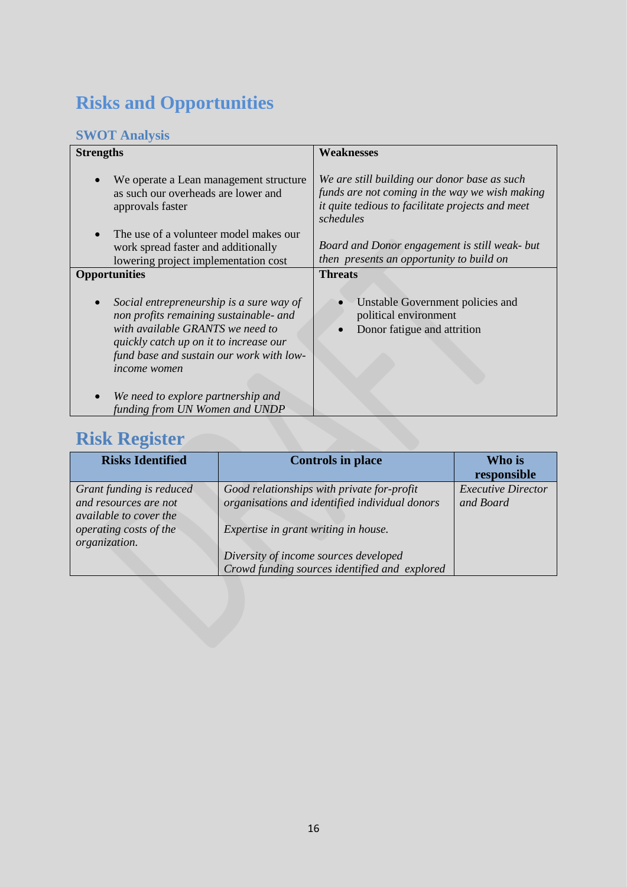# Risks and Opportunities

## SWOT Analysis

| Strengths | Weaknesses |
|---|---|
| • We operate a Lean management structure as such our overheads are lower and approvals faster<br><br>• The use of a volunteer model makes our work spread faster and additionally lowering project implementation cost | *We are still building our donor base as such funds are not coming in the way we wish making it quite tedious to facilitate projects and meet schedules*<br><br>*Board and Donor engagement is still weak- but then presents an opportunity to build on* |
| **Opportunities** | **Threats** |
| • *Social entrepreneurship is a sure way of non profits remaining sustainable- and with available GRANTS we need to quickly catch up on it to increase our fund base and sustain our work with low-income women*<br><br>• *We need to explore partnership and funding from UN Women and UNDP* | • Unstable Government policies and political environment<br>• Donor fatigue and attrition |

# Risk Register

| Risks Identified | Controls in place | Who is responsible |
|---|---|---|
| *Grant funding is reduced and resources are not available to cover the operating costs of the organization.* | *Good relationships with private for-profit organisations and identified individual donors*<br><br>*Expertise in grant writing in house.*<br><br>*Diversity of income sources developed*<br>*Crowd funding sources identified and explored* | *Executive Director and Board* |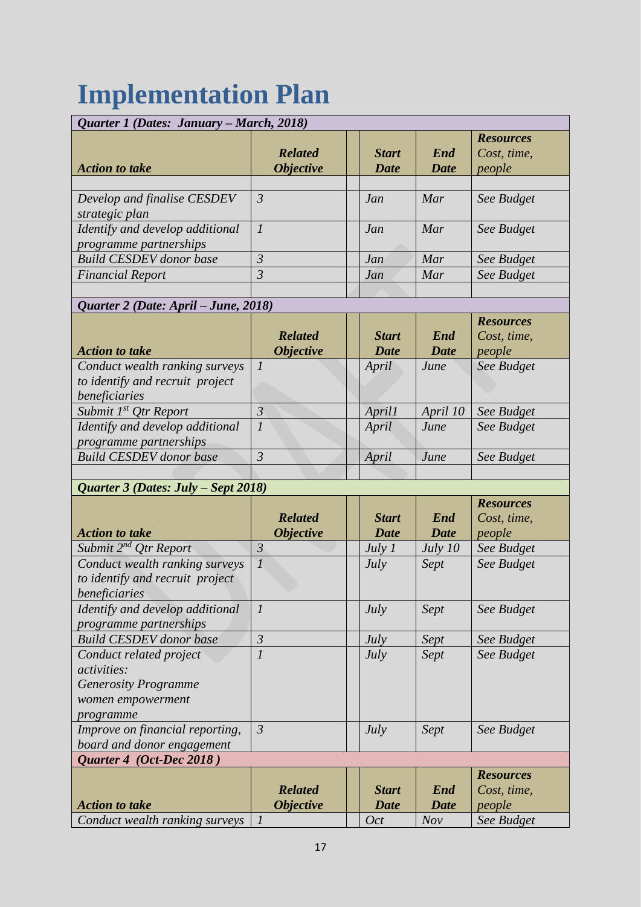# Implementation Plan

| ***Quarter 1 (Dates: January – March, 2018)*** | | | | | |
|---|---|---|---|---|---|
| ***Action to take*** | ***Related Objective*** | | ***Start Date*** | ***End Date*** | ***Resources*** *Cost, time, people* |
| | | | | | |
| *Develop and finalise CESDEV strategic plan* | *3* | | *Jan* | *Mar* | *See Budget* |
| *Identify and develop additional programme partnerships* | *1* | | *Jan* | *Mar* | *See Budget* |
| *Build CESDEV donor base* | *3* | | *Jan* | *Mar* | *See Budget* |
| *Financial Report* | *3* | | *Jan* | *Mar* | *See Budget* |
| | | | | | |
| ***Quarter 2 (Date: April – June, 2018)*** | | | | | |
| ***Action to take*** | ***Related Objective*** | | ***Start Date*** | ***End Date*** | ***Resources*** *Cost, time, people* |
| *Conduct wealth ranking surveys to identify and recruit project beneficiaries* | *1* | | *April* | *June* | *See Budget* |
| *Submit 1st Qtr Report* | *3* | | *April1* | *April 10* | *See Budget* |
| *Identify and develop additional programme partnerships* | *1* | | *April* | *June* | *See Budget* |
| *Build CESDEV donor base* | *3* | | *April* | *June* | *See Budget* |
| | | | | | |
| ***Quarter 3 (Dates: July – Sept 2018)*** | | | | | |
| ***Action to take*** | ***Related Objective*** | | ***Start Date*** | ***End Date*** | ***Resources*** *Cost, time, people* |
| *Submit 2nd Qtr Report* | *3* | | *July 1* | *July 10* | *See Budget* |
| *Conduct wealth ranking surveys to identify and recruit project beneficiaries* | *1* | | *July* | *Sept* | *See Budget* |
| *Identify and develop additional programme partnerships* | *1* | | *July* | *Sept* | *See Budget* |
| *Build CESDEV donor base* | *3* | | *July* | *Sept* | *See Budget* |
| *Conduct related project activities: Generosity Programme women empowerment programme* | *1* | | *July* | *Sept* | *See Budget* |
| *Improve on financial reporting, board and donor engagement* | *3* | | *July* | *Sept* | *See Budget* |
| ***Quarter 4 (Oct-Dec 2018 )*** | | | | | |
| ***Action to take*** | ***Related Objective*** | | ***Start Date*** | ***End Date*** | ***Resources*** *Cost, time, people* |
| *Conduct wealth ranking surveys* | *1* | | *Oct* | *Nov* | *See Budget* |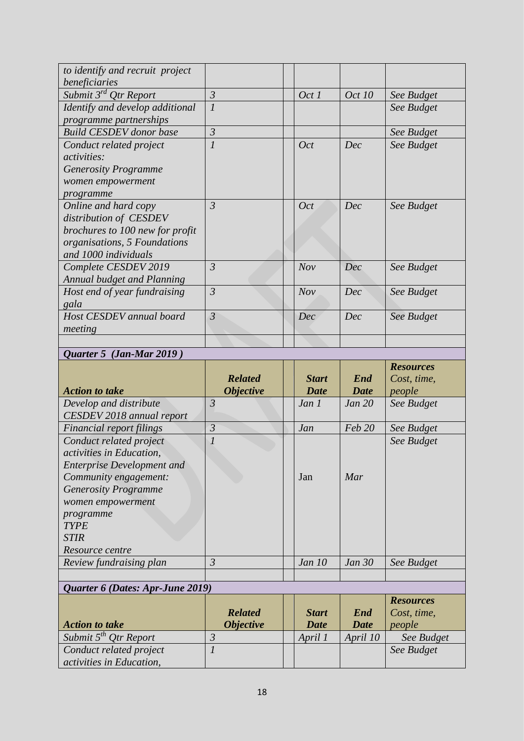| | | | | | |
|---|---|---|---|---|---|
| *to identify and recruit project beneficiaries* | | | | | |
| *Submit 3rd Qtr Report* | *3* | | *Oct 1* | *Oct 10* | *See Budget* |
| *Identify and develop additional programme partnerships* | *1* | | | | *See Budget* |
| *Build CESDEV donor base* | *3* | | | | *See Budget* |
| *Conduct related project activities: Generosity Programme women empowerment programme* | *1* | | *Oct* | *Dec* | *See Budget* |
| *Online and hard copy distribution of CESDEV brochures to 100 new for profit organisations, 5 Foundations and 1000 individuals* | *3* | | *Oct* | *Dec* | *See Budget* |
| *Complete CESDEV 2019 Annual budget and Planning* | *3* | | *Nov* | *Dec* | *See Budget* |
| *Host end of year fundraising gala* | *3* | | *Nov* | *Dec* | *See Budget* |
| *Host CESDEV annual board meeting* | *3* | | *Dec* | *Dec* | *See Budget* |
| | | | | | |
| ***Quarter 5 (Jan-Mar 2019 )*** | | | | | |
| ***Action to take*** | ***Related Objective*** | | ***Start Date*** | ***End Date*** | ***Resources** Cost, time, people* |
| *Develop and distribute CESDEV 2018 annual report* | *3* | | *Jan 1* | *Jan 20* | *See Budget* |
| *Financial report filings* | *3* | | *Jan* | *Feb 20* | *See Budget* |
| *Conduct related project activities in Education, Enterprise Development and Community engagement: Generosity Programme women empowerment programme TYPE STIR Resource centre* | *1* | | Jan | *Mar* | *See Budget* |
| *Review fundraising plan* | *3* | | *Jan 10* | *Jan 30* | *See Budget* |
| | | | | | |
| ***Quarter 6 (Dates: Apr-June 2019)*** | | | | | |
| ***Action to take*** | ***Related Objective*** | | ***Start Date*** | ***End Date*** | ***Resources** Cost, time, people* |
| *Submit 5th Qtr Report* | *3* | | *April 1* | *April 10* | *See Budget* |
| *Conduct related project activities in Education,* | *1* | | | | *See Budget* |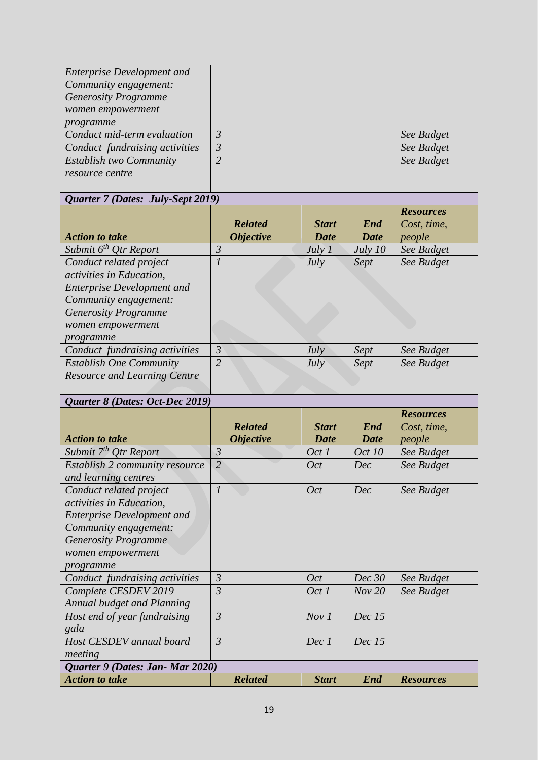| | | | | | |
|---|---|---|---|---|---|
| *Enterprise Development and Community engagement: Generosity Programme women empowerment programme* | | | | | |
| *Conduct mid-term evaluation* | *3* | | | | *See Budget* |
| *Conduct fundraising activities* | *3* | | | | *See Budget* |
| *Establish two Community resource centre* | *2* | | | | *See Budget* |
| | | | | | |
| ***Quarter 7 (Dates: July-Sept 2019)*** | | | | | |
| ***Action to take*** | ***Related Objective*** | | ***Start Date*** | ***End Date*** | ***Resources** Cost, time, people* |
| *Submit 6th Qtr Report* | *3* | | *July 1* | *July 10* | *See Budget* |
| *Conduct related project activities in Education, Enterprise Development and Community engagement: Generosity Programme women empowerment programme* | *1* | | *July* | *Sept* | *See Budget* |
| *Conduct fundraising activities* | *3* | | *July* | *Sept* | *See Budget* |
| *Establish One Community Resource and Learning Centre* | *2* | | *July* | *Sept* | *See Budget* |
| | | | | | |
| ***Quarter 8 (Dates: Oct-Dec 2019)*** | | | | | |
| ***Action to take*** | ***Related Objective*** | | ***Start Date*** | ***End Date*** | ***Resources** Cost, time, people* |
| *Submit 7th Qtr Report* | *3* | | *Oct 1* | *Oct 10* | *See Budget* |
| *Establish 2 community resource and learning centres* | *2* | | *Oct* | *Dec* | *See Budget* |
| *Conduct related project activities in Education, Enterprise Development and Community engagement: Generosity Programme women empowerment programme* | *1* | | *Oct* | *Dec* | *See Budget* |
| *Conduct fundraising activities* | *3* | | *Oct* | *Dec 30* | *See Budget* |
| *Complete CESDEV 2019 Annual budget and Planning* | *3* | | *Oct 1* | *Nov 20* | *See Budget* |
| *Host end of year fundraising gala* | *3* | | *Nov 1* | *Dec 15* | |
| *Host CESDEV annual board meeting* | *3* | | *Dec 1* | *Dec 15* | |
| ***Quarter 9 (Dates: Jan- Mar 2020)*** | | | | | |
| ***Action to take*** | ***Related*** | | ***Start*** | ***End*** | ***Resources*** |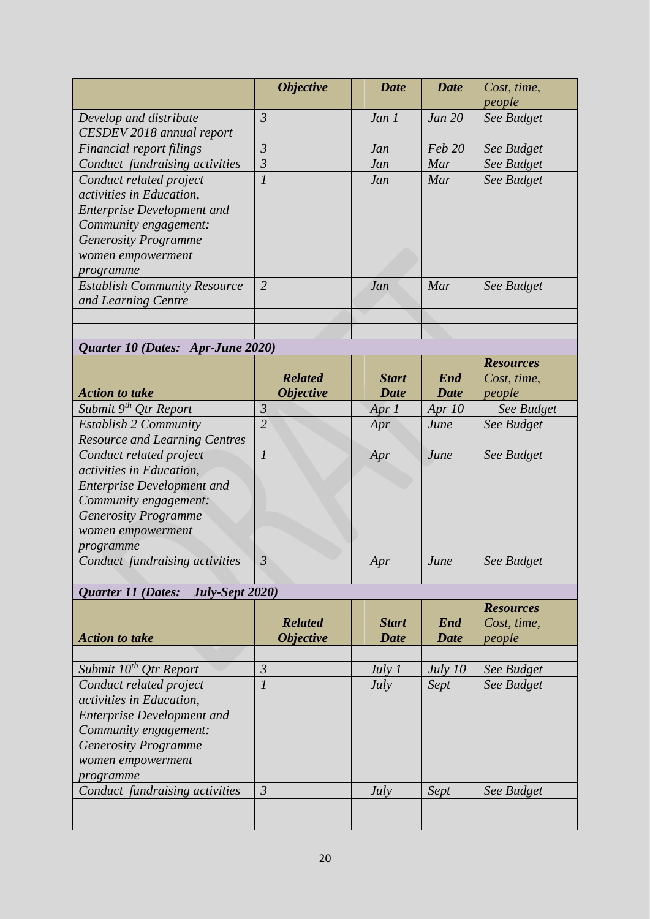| | *Objective* | | *Date* | *Date* | *Cost, time, people* |
|---|---|---|---|---|---|
| *Develop and distribute CESDEV 2018 annual report* | *3* | | *Jan 1* | *Jan 20* | *See Budget* |
| *Financial report filings* | *3* | | *Jan* | *Feb 20* | *See Budget* |
| *Conduct fundraising activities* | *3* | | *Jan* | *Mar* | *See Budget* |
| *Conduct related project activities in Education, Enterprise Development and Community engagement: Generosity Programme women empowerment programme* | *1* | | *Jan* | *Mar* | *See Budget* |
| *Establish Community Resource and Learning Centre* | *2* | | *Jan* | *Mar* | *See Budget* |
| | | | | | |
| | | | | | |

| ***Quarter 10 (Dates: Apr-June 2020)*** | | | | | |
|---|---|---|---|---|---|
| ***Action to take*** | ***Related Objective*** | | ***Start Date*** | ***End Date*** | ***Resources** Cost, time, people* |
| *Submit 9th Qtr Report* | *3* | | *Apr 1* | *Apr 10* | *See Budget* |
| *Establish 2 Community Resource and Learning Centres* | *2* | | *Apr* | *June* | *See Budget* |
| *Conduct related project activities in Education, Enterprise Development and Community engagement: Generosity Programme women empowerment programme* | *1* | | *Apr* | *June* | *See Budget* |
| *Conduct fundraising activities* | *3* | | *Apr* | *June* | *See Budget* |
| | | | | | |

| ***Quarter 11 (Dates: July-Sept 2020)*** | | | | | |
|---|---|---|---|---|---|
| ***Action to take*** | ***Related Objective*** | | ***Start Date*** | ***End Date*** | ***Resources** Cost, time, people* |
| | | | | | |
| *Submit 10th Qtr Report* | *3* | | *July 1* | *July 10* | *See Budget* |
| *Conduct related project activities in Education, Enterprise Development and Community engagement: Generosity Programme women empowerment programme* | *1* | | *July* | *Sept* | *See Budget* |
| *Conduct fundraising activities* | *3* | | *July* | *Sept* | *See Budget* |
| | | | | | |
| | | | | | |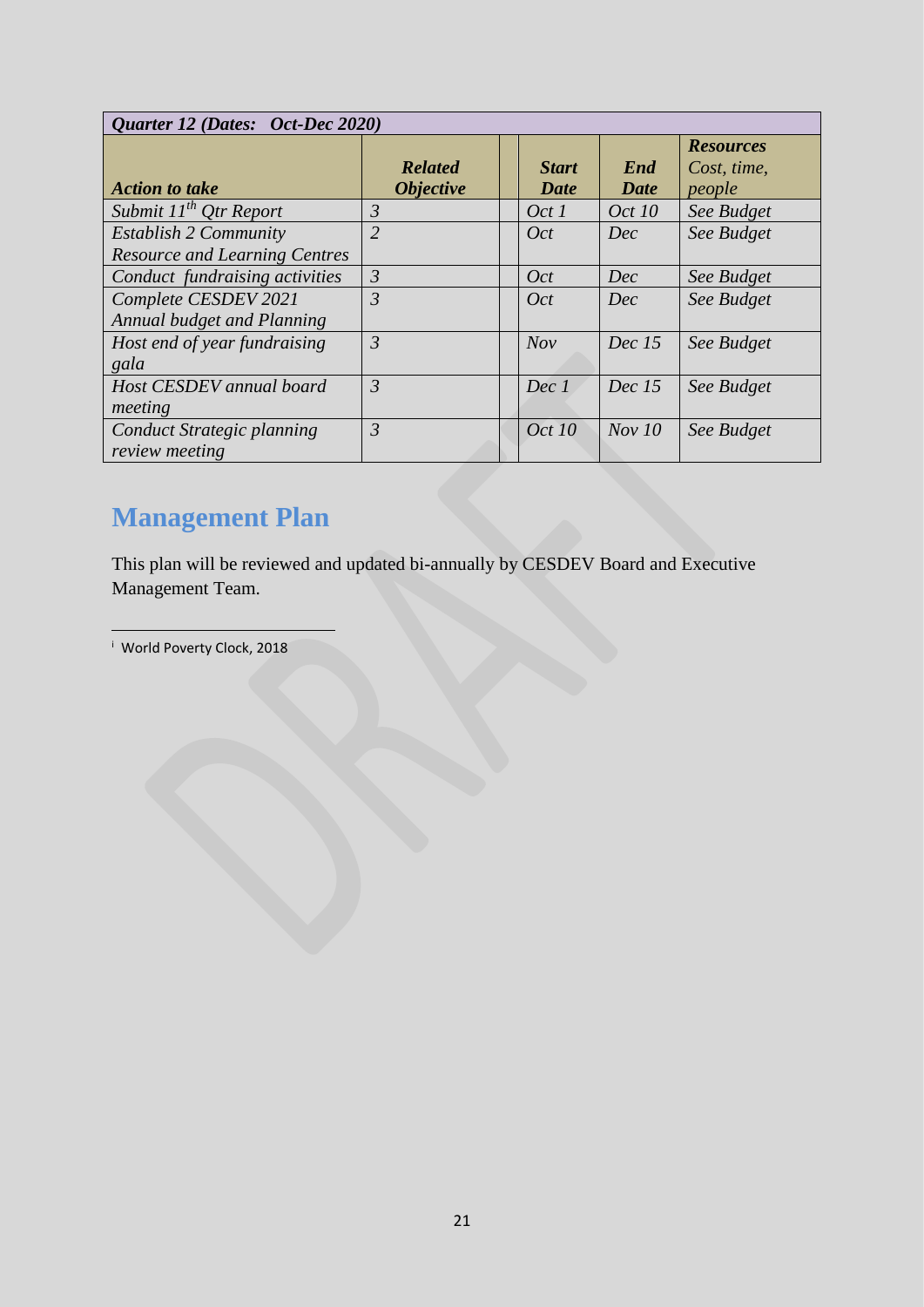| Quarter 12 (Dates: Oct-Dec 2020) | | | | | |
|---|---|---|---|---|---|
| ***Action to take*** | ***Related Objective*** | | ***Start Date*** | ***End Date*** | ***Resources*** *Cost, time, people* |
| *Submit 11th Qtr Report* | *3* | | *Oct 1* | *Oct 10* | *See Budget* |
| *Establish 2 Community Resource and Learning Centres* | *2* | | *Oct* | *Dec* | *See Budget* |
| *Conduct fundraising activities* | *3* | | *Oct* | *Dec* | *See Budget* |
| *Complete CESDEV 2021 Annual budget and Planning* | *3* | | *Oct* | *Dec* | *See Budget* |
| *Host end of year fundraising gala* | *3* | | *Nov* | *Dec 15* | *See Budget* |
| *Host CESDEV annual board meeting* | *3* | | *Dec 1* | *Dec 15* | *See Budget* |
| *Conduct Strategic planning review meeting* | *3* | | *Oct 10* | *Nov 10* | *See Budget* |

## Management Plan

This plan will be reviewed and updated bi-annually by CESDEV Board and Executive Management Team.

---

[i] World Poverty Clock, 2018